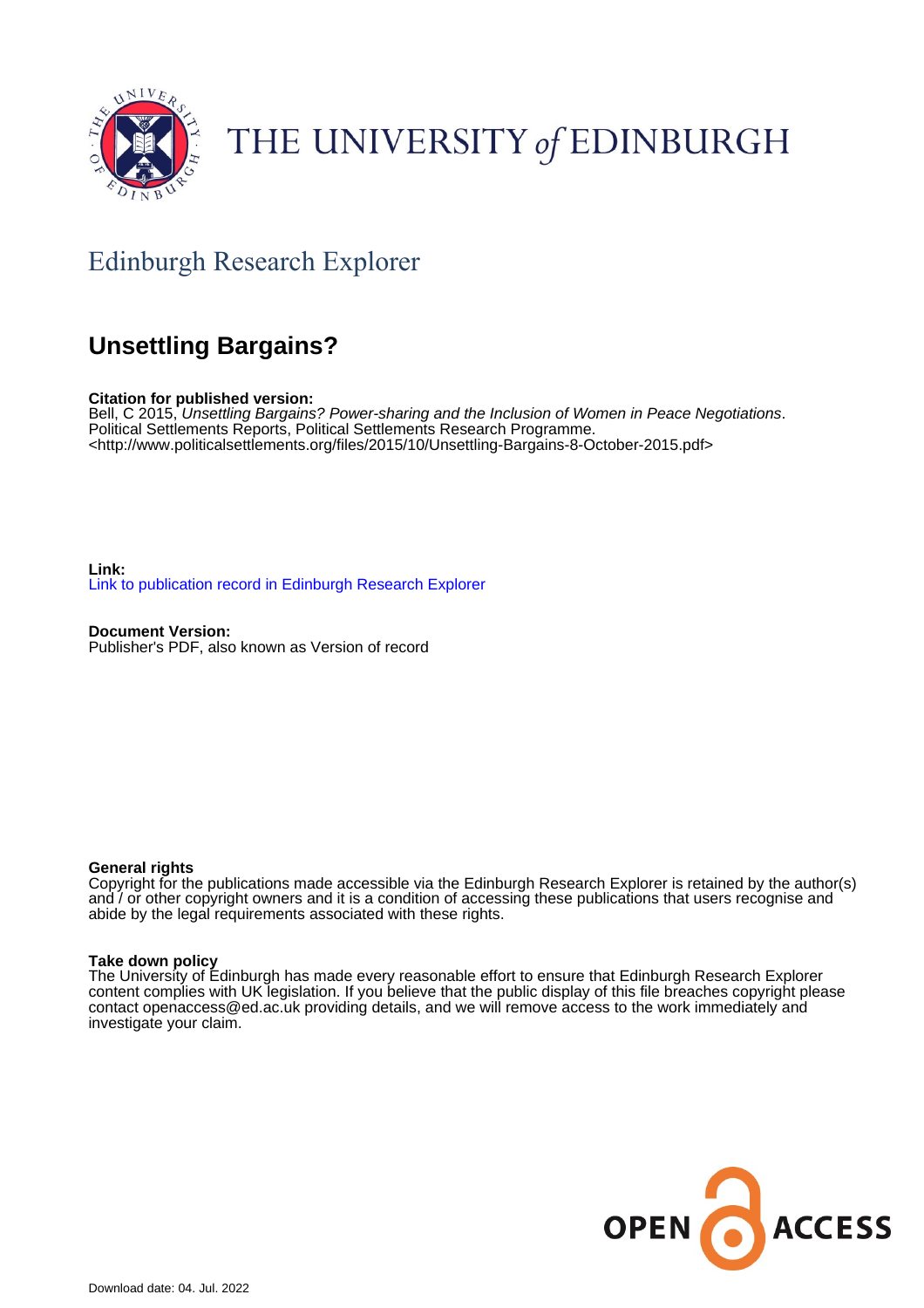THE UNIVERSITY of EDINBURGH

## Edinburgh Research Explorer

# Unsettling Bargains?

**Citation for published version:**
Bell, C 2015, *Unsettling Bargains? Power-sharing and the Inclusion of Women in Peace Negotiations*. Political Settlements Reports, Political Settlements Research Programme. <http://www.politicalsettlements.org/files/2015/10/Unsettling-Bargains-8-October-2015.pdf>

**Link:**
Link to publication record in Edinburgh Research Explorer

**Document Version:**
Publisher's PDF, also known as Version of record

**General rights**
Copyright for the publications made accessible via the Edinburgh Research Explorer is retained by the author(s) and / or other copyright owners and it is a condition of accessing these publications that users recognise and abide by the legal requirements associated with these rights.

**Take down policy**
The University of Edinburgh has made every reasonable effort to ensure that Edinburgh Research Explorer content complies with UK legislation. If you believe that the public display of this file breaches copyright please contact openaccess@ed.ac.uk providing details, and we will remove access to the work immediately and investigate your claim.

OPEN ACCESS

Download date: 04. Jul. 2022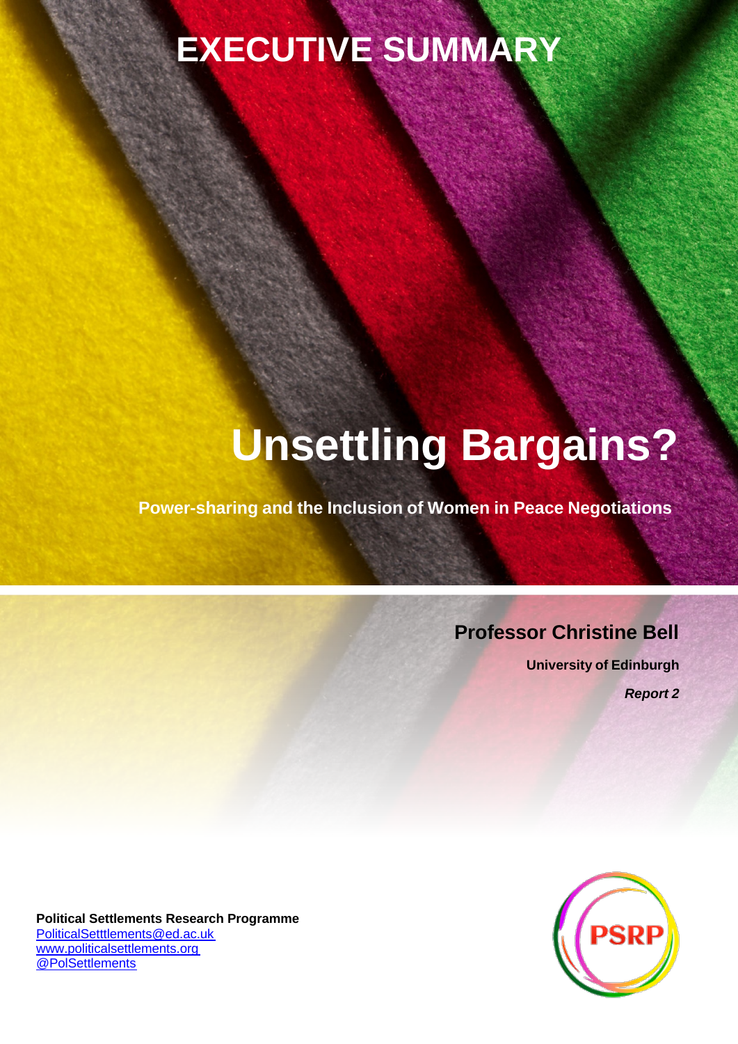# EXECUTIVE SUMMARY

# Unsettling Bargains?

**Power-sharing and the Inclusion of Women in Peace Negotiations**

**Professor Christine Bell**

**University of Edinburgh**

***Report 2***

**Political Settlements Research Programme**
PoliticalSetttlements@ed.ac.uk
www.politicalsettlements.org
@PolSettlements

PSRP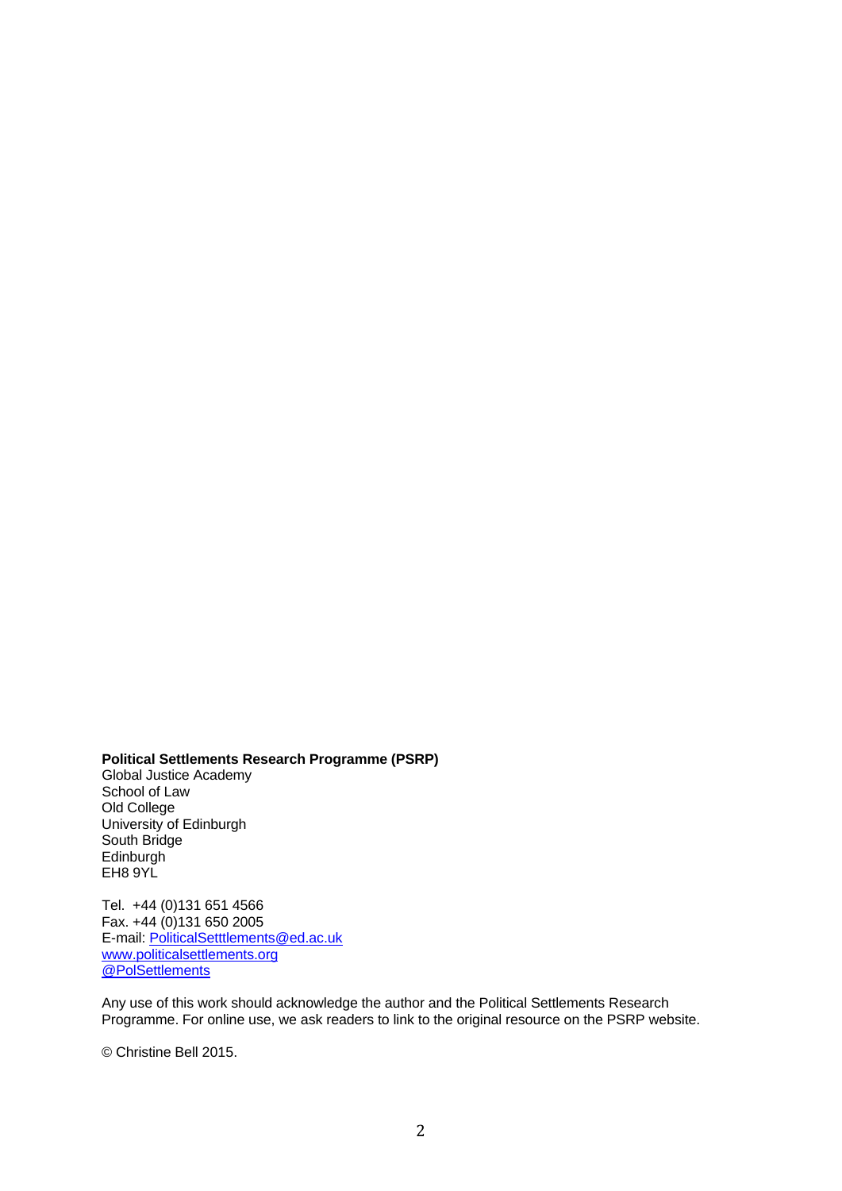**Political Settlements Research Programme (PSRP)**
Global Justice Academy
School of Law
Old College
University of Edinburgh
South Bridge
Edinburgh
EH8 9YL

Tel. +44 (0)131 651 4566
Fax. +44 (0)131 650 2005
E-mail: PoliticalSetttlements@ed.ac.uk
www.politicalsettlements.org
@PolSettlements

Any use of this work should acknowledge the author and the Political Settlements Research Programme. For online use, we ask readers to link to the original resource on the PSRP website.

© Christine Bell 2015.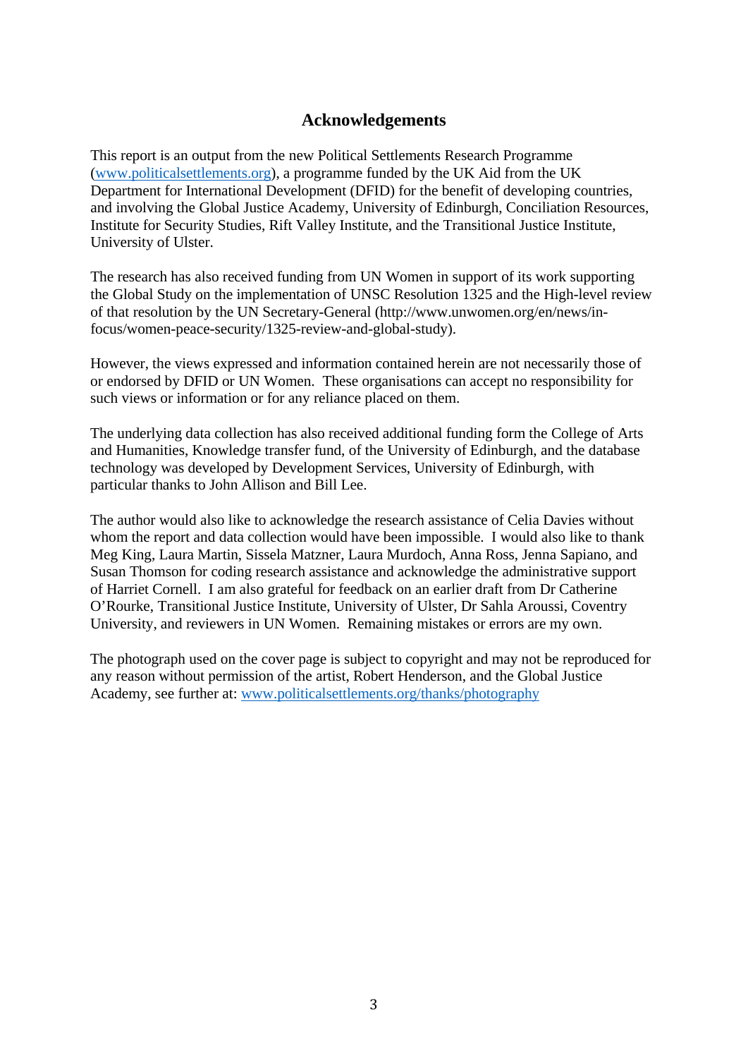## Acknowledgements

This report is an output from the new Political Settlements Research Programme (www.politicalsettlements.org), a programme funded by the UK Aid from the UK Department for International Development (DFID) for the benefit of developing countries, and involving the Global Justice Academy, University of Edinburgh, Conciliation Resources, Institute for Security Studies, Rift Valley Institute, and the Transitional Justice Institute, University of Ulster.

The research has also received funding from UN Women in support of its work supporting the Global Study on the implementation of UNSC Resolution 1325 and the High-level review of that resolution by the UN Secretary-General (http://www.unwomen.org/en/news/in-focus/women-peace-security/1325-review-and-global-study).

However, the views expressed and information contained herein are not necessarily those of or endorsed by DFID or UN Women. These organisations can accept no responsibility for such views or information or for any reliance placed on them.

The underlying data collection has also received additional funding form the College of Arts and Humanities, Knowledge transfer fund, of the University of Edinburgh, and the database technology was developed by Development Services, University of Edinburgh, with particular thanks to John Allison and Bill Lee.

The author would also like to acknowledge the research assistance of Celia Davies without whom the report and data collection would have been impossible. I would also like to thank Meg King, Laura Martin, Sissela Matzner, Laura Murdoch, Anna Ross, Jenna Sapiano, and Susan Thomson for coding research assistance and acknowledge the administrative support of Harriet Cornell. I am also grateful for feedback on an earlier draft from Dr Catherine O'Rourke, Transitional Justice Institute, University of Ulster, Dr Sahla Aroussi, Coventry University, and reviewers in UN Women. Remaining mistakes or errors are my own.

The photograph used on the cover page is subject to copyright and may not be reproduced for any reason without permission of the artist, Robert Henderson, and the Global Justice Academy, see further at: www.politicalsettlements.org/thanks/photography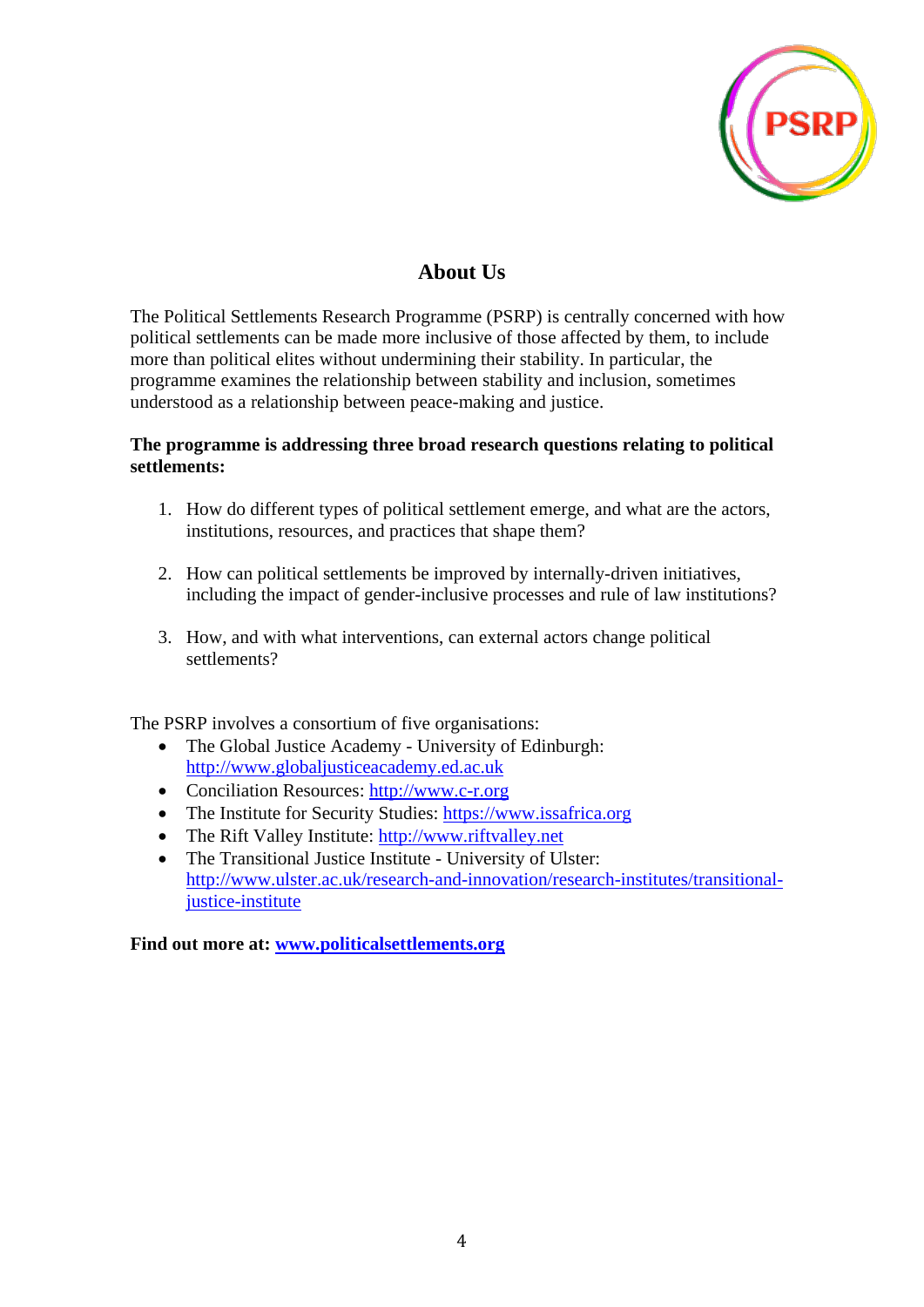## About Us

The Political Settlements Research Programme (PSRP) is centrally concerned with how political settlements can be made more inclusive of those affected by them, to include more than political elites without undermining their stability. In particular, the programme examines the relationship between stability and inclusion, sometimes understood as a relationship between peace-making and justice.

**The programme is addressing three broad research questions relating to political settlements:**

1. How do different types of political settlement emerge, and what are the actors, institutions, resources, and practices that shape them?

2. How can political settlements be improved by internally-driven initiatives, including the impact of gender-inclusive processes and rule of law institutions?

3. How, and with what interventions, can external actors change political settlements?

The PSRP involves a consortium of five organisations:

- The Global Justice Academy - University of Edinburgh: http://www.globaljusticeacademy.ed.ac.uk
- Conciliation Resources: http://www.c-r.org
- The Institute for Security Studies: https://www.issafrica.org
- The Rift Valley Institute: http://www.riftvalley.net
- The Transitional Justice Institute - University of Ulster: http://www.ulster.ac.uk/research-and-innovation/research-institutes/transitional-justice-institute

**Find out more at: www.politicalsettlements.org**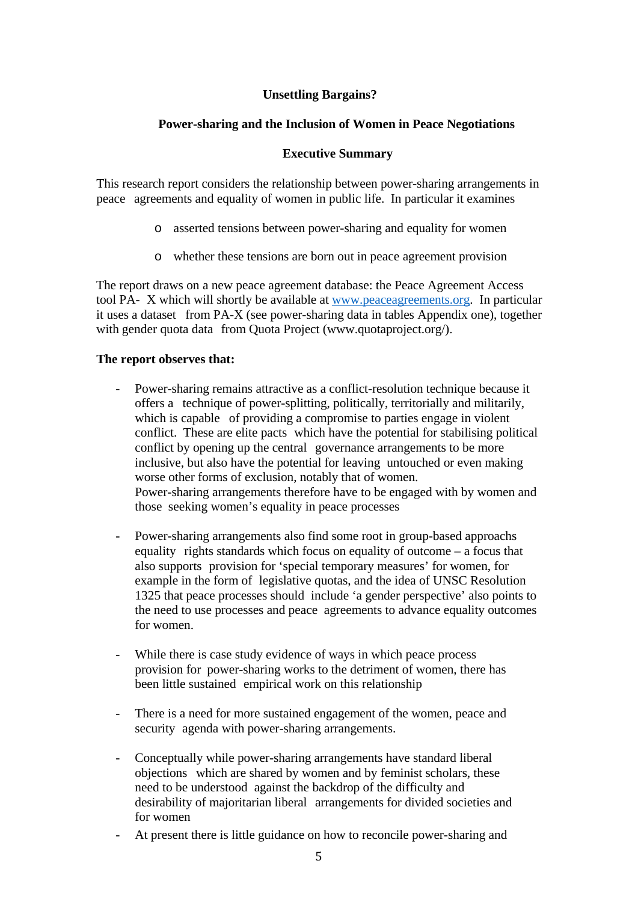**Unsetting Bargains?**

**Power-sharing and the Inclusion of Women in Peace Negotiations**

**Executive Summary**

This research report considers the relationship between power-sharing arrangements in peace agreements and equality of women in public life. In particular it examines

- asserted tensions between power-sharing and equality for women
- whether these tensions are born out in peace agreement provision

The report draws on a new peace agreement database: the Peace Agreement Access tool PA- X which will shortly be available at [www.peaceagreements.org](www.peaceagreements.org). In particular it uses a dataset from PA-X (see power-sharing data in tables Appendix one), together with gender quota data from Quota Project (www.quotaproject.org/).

**The report observes that:**

- Power-sharing remains attractive as a conflict-resolution technique because it offers a technique of power-splitting, politically, territorially and militarily, which is capable of providing a compromise to parties engage in violent conflict. These are elite pacts which have the potential for stabilising political conflict by opening up the central governance arrangements to be more inclusive, but also have the potential for leaving untouched or even making worse other forms of exclusion, notably that of women. Power-sharing arrangements therefore have to be engaged with by women and those seeking women's equality in peace processes

- Power-sharing arrangements also find some root in group-based approachs equality rights standards which focus on equality of outcome – a focus that also supports provision for 'special temporary measures' for women, for example in the form of legislative quotas, and the idea of UNSC Resolution 1325 that peace processes should include 'a gender perspective' also points to the need to use processes and peace agreements to advance equality outcomes for women.

- While there is case study evidence of ways in which peace process provision for power-sharing works to the detriment of women, there has been little sustained empirical work on this relationship

- There is a need for more sustained engagement of the women, peace and security agenda with power-sharing arrangements.

- Conceptually while power-sharing arrangements have standard liberal objections which are shared by women and by feminist scholars, these need to be understood against the backdrop of the difficulty and desirability of majoritarian liberal arrangements for divided societies and for women

- At present there is little guidance on how to reconcile power-sharing and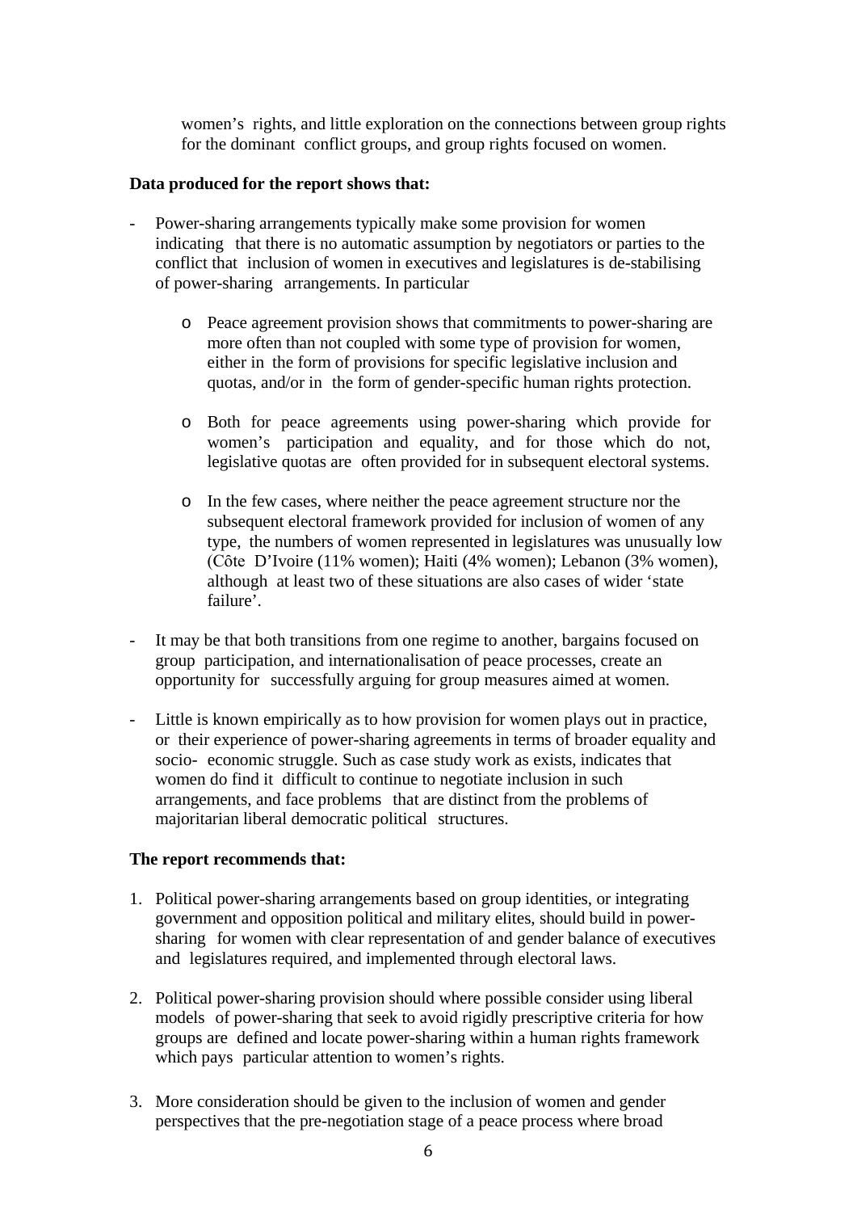women's rights, and little exploration on the connections between group rights for the dominant conflict groups, and group rights focused on women.

**Data produced for the report shows that:**

- Power-sharing arrangements typically make some provision for women indicating that there is no automatic assumption by negotiators or parties to the conflict that inclusion of women in executives and legislatures is de-stabilising of power-sharing arrangements. In particular

    - Peace agreement provision shows that commitments to power-sharing are more often than not coupled with some type of provision for women, either in the form of provisions for specific legislative inclusion and quotas, and/or in the form of gender-specific human rights protection.

    - Both for peace agreements using power-sharing which provide for women's participation and equality, and for those which do not, legislative quotas are often provided for in subsequent electoral systems.

    - In the few cases, where neither the peace agreement structure nor the subsequent electoral framework provided for inclusion of women of any type, the numbers of women represented in legislatures was unusually low (Côte D'Ivoire (11% women); Haiti (4% women); Lebanon (3% women), although at least two of these situations are also cases of wider 'state failure'.

- It may be that both transitions from one regime to another, bargains focused on group participation, and internationalisation of peace processes, create an opportunity for successfully arguing for group measures aimed at women.

- Little is known empirically as to how provision for women plays out in practice, or their experience of power-sharing agreements in terms of broader equality and socio- economic struggle. Such as case study work as exists, indicates that women do find it difficult to continue to negotiate inclusion in such arrangements, and face problems that are distinct from the problems of majoritarian liberal democratic political structures.

**The report recommends that:**

1. Political power-sharing arrangements based on group identities, or integrating government and opposition political and military elites, should build in power-sharing for women with clear representation of and gender balance of executives and legislatures required, and implemented through electoral laws.

2. Political power-sharing provision should where possible consider using liberal models of power-sharing that seek to avoid rigidly prescriptive criteria for how groups are defined and locate power-sharing within a human rights framework which pays particular attention to women's rights.

3. More consideration should be given to the inclusion of women and gender perspectives that the pre-negotiation stage of a peace process where broad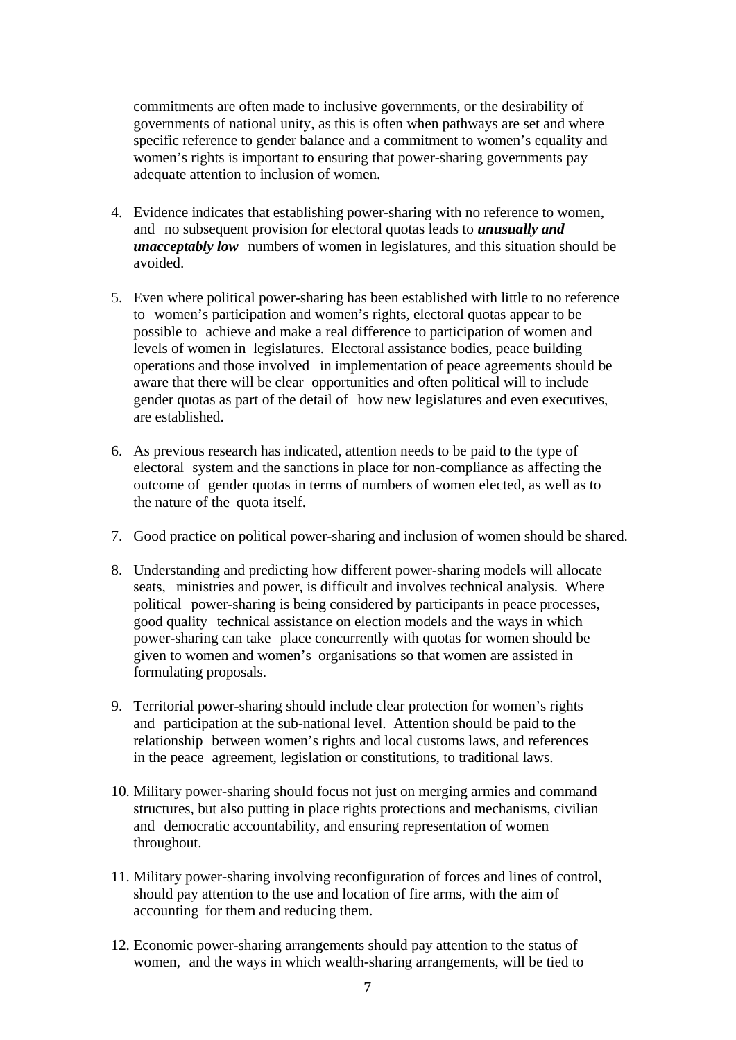commitments are often made to inclusive governments, or the desirability of governments of national unity, as this is often when pathways are set and where specific reference to gender balance and a commitment to women's equality and women's rights is important to ensuring that power-sharing governments pay adequate attention to inclusion of women.

4. Evidence indicates that establishing power-sharing with no reference to women, and no subsequent provision for electoral quotas leads to ***unusually and unacceptably low*** numbers of women in legislatures, and this situation should be avoided.

5. Even where political power-sharing has been established with little to no reference to women's participation and women's rights, electoral quotas appear to be possible to achieve and make a real difference to participation of women and levels of women in legislatures. Electoral assistance bodies, peace building operations and those involved in implementation of peace agreements should be aware that there will be clear opportunities and often political will to include gender quotas as part of the detail of how new legislatures and even executives, are established.

6. As previous research has indicated, attention needs to be paid to the type of electoral system and the sanctions in place for non-compliance as affecting the outcome of gender quotas in terms of numbers of women elected, as well as to the nature of the quota itself.

7. Good practice on political power-sharing and inclusion of women should be shared.

8. Understanding and predicting how different power-sharing models will allocate seats, ministries and power, is difficult and involves technical analysis. Where political power-sharing is being considered by participants in peace processes, good quality technical assistance on election models and the ways in which power-sharing can take place concurrently with quotas for women should be given to women and women's organisations so that women are assisted in formulating proposals.

9. Territorial power-sharing should include clear protection for women's rights and participation at the sub-national level. Attention should be paid to the relationship between women's rights and local customs laws, and references in the peace agreement, legislation or constitutions, to traditional laws.

10. Military power-sharing should focus not just on merging armies and command structures, but also putting in place rights protections and mechanisms, civilian and democratic accountability, and ensuring representation of women throughout.

11. Military power-sharing involving reconfiguration of forces and lines of control, should pay attention to the use and location of fire arms, with the aim of accounting for them and reducing them.

12. Economic power-sharing arrangements should pay attention to the status of women, and the ways in which wealth-sharing arrangements, will be tied to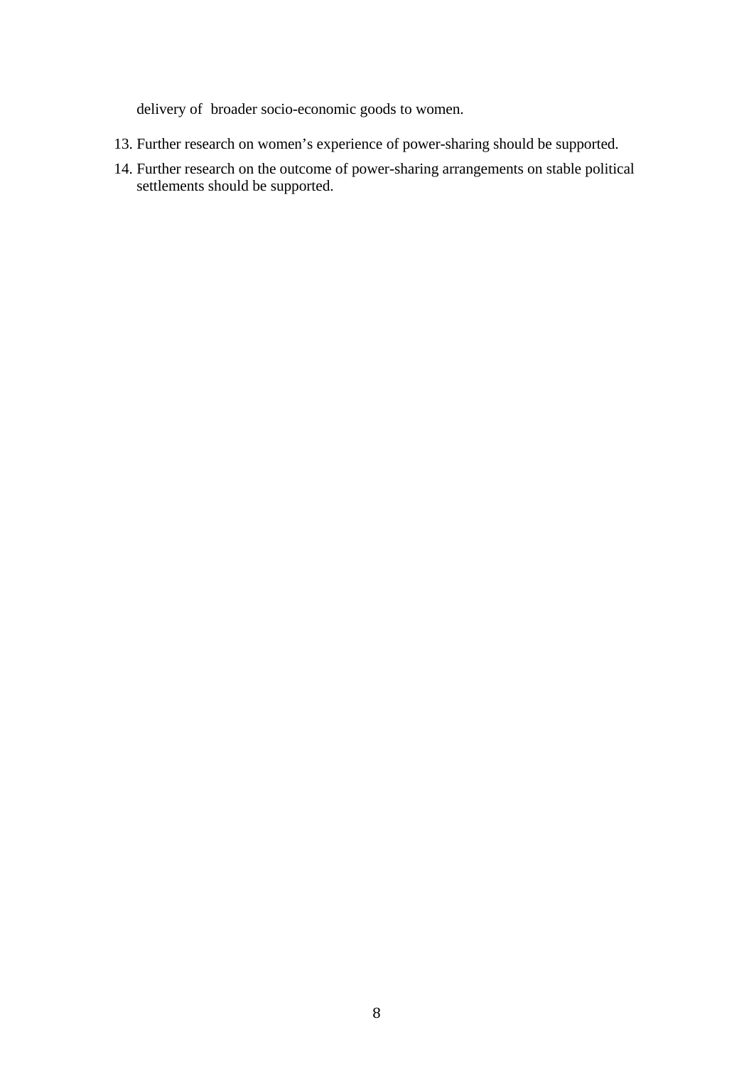delivery of broader socio-economic goods to women.

13. Further research on women's experience of power-sharing should be supported.
14. Further research on the outcome of power-sharing arrangements on stable political settlements should be supported.